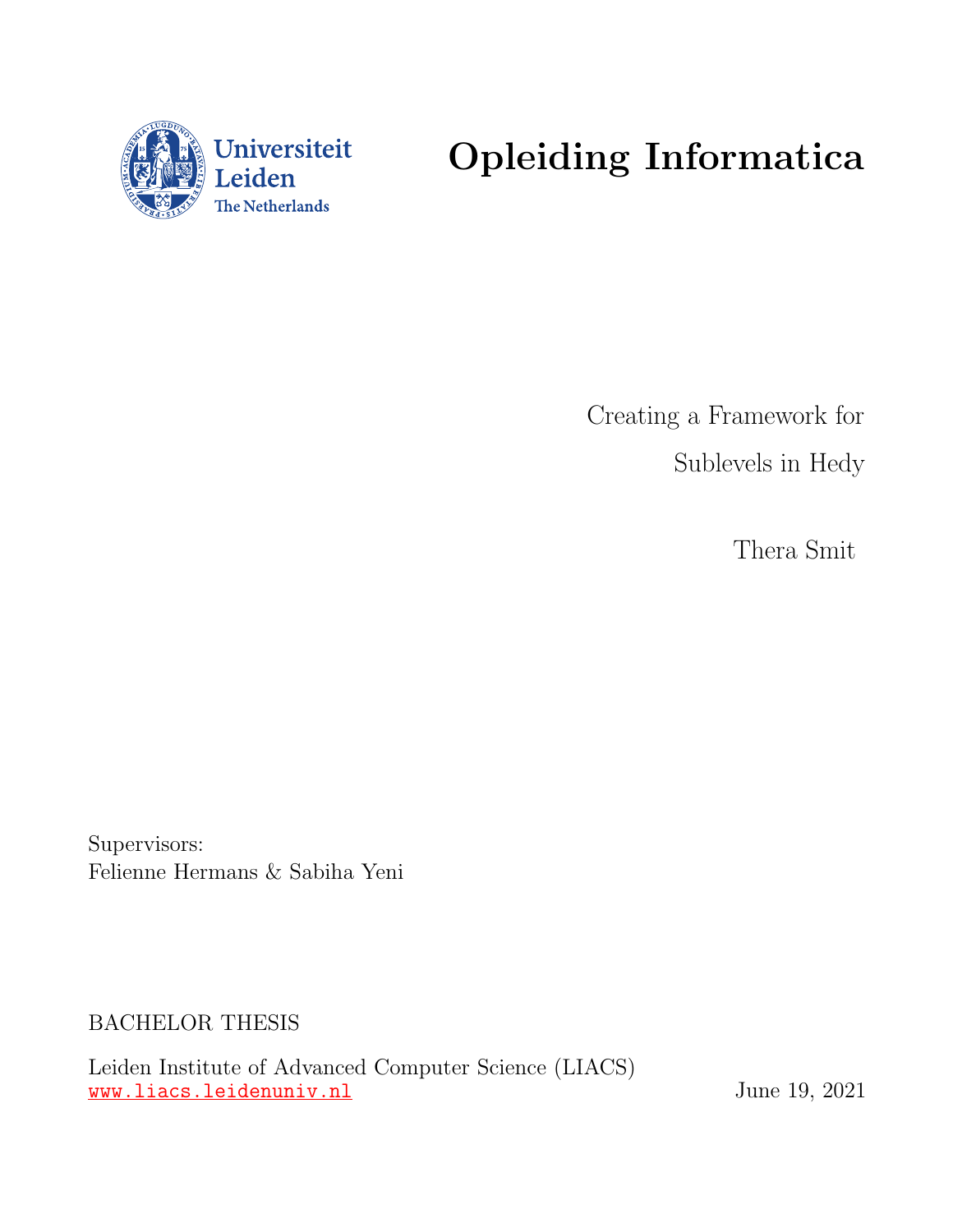Universiteit Leiden
The Netherlands

# Opleiding Informatica

Creating a Framework for

Sublevels in Hedy

Thera Smit

Supervisors:
Felienne Hermans & Sabiha Yeni

BACHELOR THESIS

Leiden Institute of Advanced Computer Science (LIACS)
www.liacs.leidenuniv.nl

June 19, 2021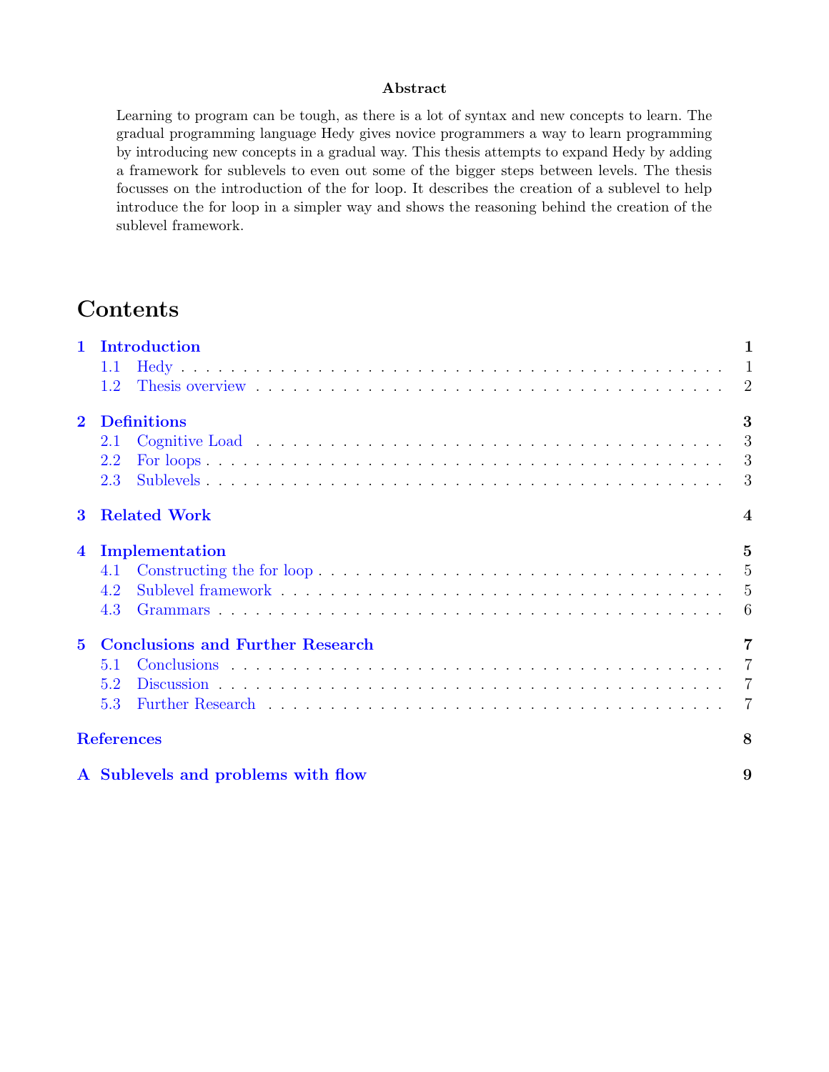**Abstract**

Learning to program can be tough, as there is a lot of syntax and new concepts to learn. The gradual programming language Hedy gives novice programmers a way to learn programming by introducing new concepts in a gradual way. This thesis attempts to expand Hedy by adding a framework for sublevels to even out some of the bigger steps between levels. The thesis focusses on the introduction of the for loop. It describes the creation of a sublevel to help introduce the for loop in a simpler way and shows the reasoning behind the creation of the sublevel framework.

# Contents

- **1 Introduction** — 1
  - 1.1 Hedy — 1
  - 1.2 Thesis overview — 2
- **2 Definitions** — 3
  - 2.1 Cognitive Load — 3
  - 2.2 For loops — 3
  - 2.3 Sublevels — 3
- **3 Related Work** — 4
- **4 Implementation** — 5
  - 4.1 Constructing the for loop — 5
  - 4.2 Sublevel framework — 5
  - 4.3 Grammars — 6
- **5 Conclusions and Further Research** — 7
  - 5.1 Conclusions — 7
  - 5.2 Discussion — 7
  - 5.3 Further Research — 7
- **References** — 8
- **A Sublevels and problems with flow** — 9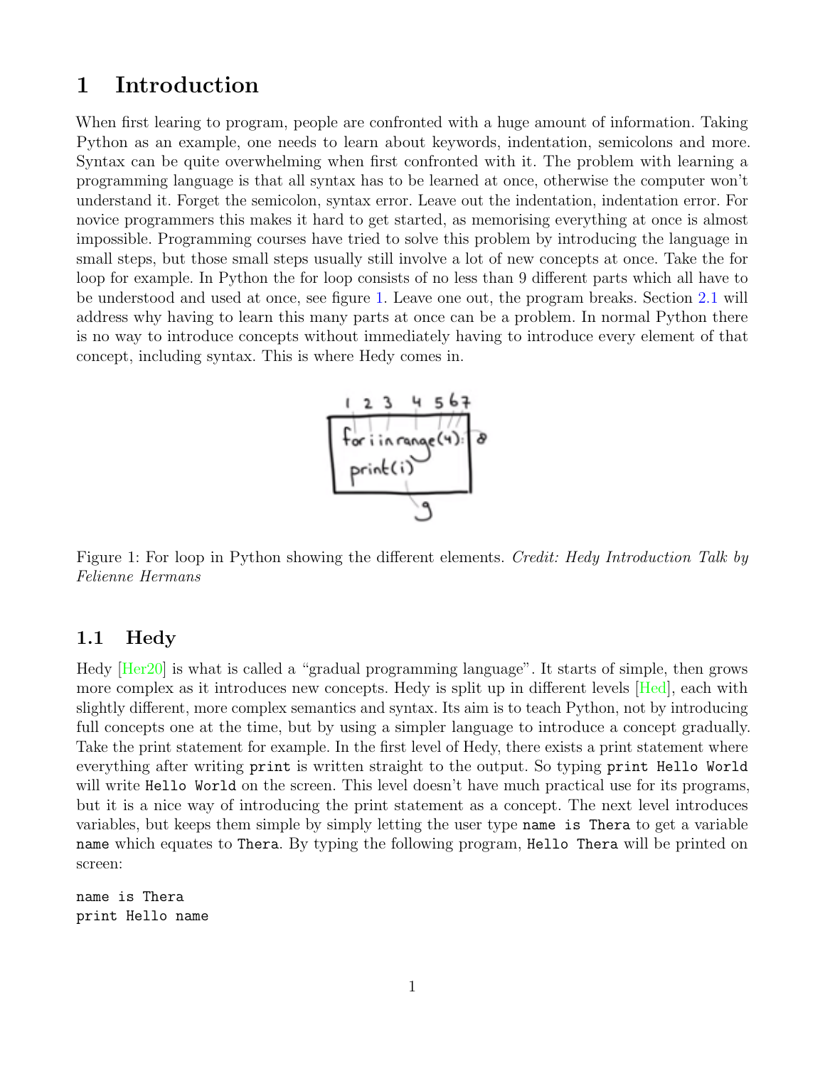# 1 Introduction

When first learing to program, people are confronted with a huge amount of information. Taking Python as an example, one needs to learn about keywords, indentation, semicolons and more. Syntax can be quite overwhelming when first confronted with it. The problem with learning a programming language is that all syntax has to be learned at once, otherwise the computer won't understand it. Forget the semicolon, syntax error. Leave out the indentation, indentation error. For novice programmers this makes it hard to get started, as memorising everything at once is almost impossible. Programming courses have tried to solve this problem by introducing the language in small steps, but those small steps usually still involve a lot of new concepts at once. Take the for loop for example. In Python the for loop consists of no less than 9 different parts which all have to be understood and used at once, see figure 1. Leave one out, the program breaks. Section 2.1 will address why having to learn this many parts at once can be a problem. In normal Python there is no way to introduce concepts without immediately having to introduce every element of that concept, including syntax. This is where Hedy comes in.

Figure 1: For loop in Python showing the different elements. *Credit: Hedy Introduction Talk by Felienne Hermans*

## 1.1 Hedy

Hedy [Her20] is what is called a "gradual programming language". It starts of simple, then grows more complex as it introduces new concepts. Hedy is split up in different levels [Hed], each with slightly different, more complex semantics and syntax. Its aim is to teach Python, not by introducing full concepts one at the time, but by using a simpler language to introduce a concept gradually. Take the print statement for example. In the first level of Hedy, there exists a print statement where everything after writing `print` is written straight to the output. So typing `print Hello World` will write `Hello World` on the screen. This level doesn't have much practical use for its programs, but it is a nice way of introducing the print statement as a concept. The next level introduces variables, but keeps them simple by simply letting the user type `name is Thera` to get a variable `name` which equates to `Thera`. By typing the following program, `Hello Thera` will be printed on screen:

```
name is Thera
print Hello name
```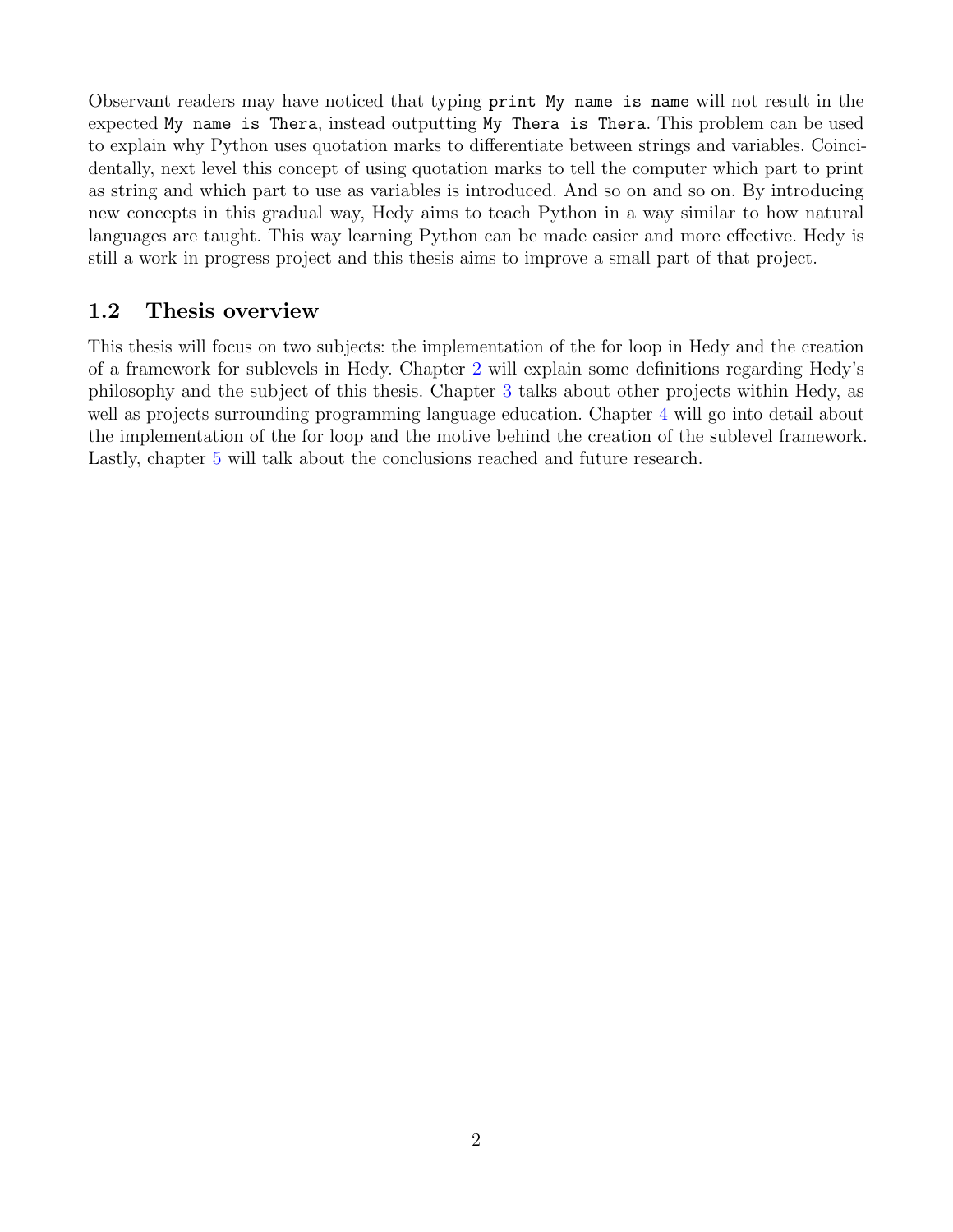Observant readers may have noticed that typing `print My name is name` will not result in the expected `My name is Thera`, instead outputting `My Thera is Thera`. This problem can be used to explain why Python uses quotation marks to differentiate between strings and variables. Coincidentally, next level this concept of using quotation marks to tell the computer which part to print as string and which part to use as variables is introduced. And so on and so on. By introducing new concepts in this gradual way, Hedy aims to teach Python in a way similar to how natural languages are taught. This way learning Python can be made easier and more effective. Hedy is still a work in progress project and this thesis aims to improve a small part of that project.

## 1.2 Thesis overview

This thesis will focus on two subjects: the implementation of the for loop in Hedy and the creation of a framework for sublevels in Hedy. Chapter 2 will explain some definitions regarding Hedy's philosophy and the subject of this thesis. Chapter 3 talks about other projects within Hedy, as well as projects surrounding programming language education. Chapter 4 will go into detail about the implementation of the for loop and the motive behind the creation of the sublevel framework. Lastly, chapter 5 will talk about the conclusions reached and future research.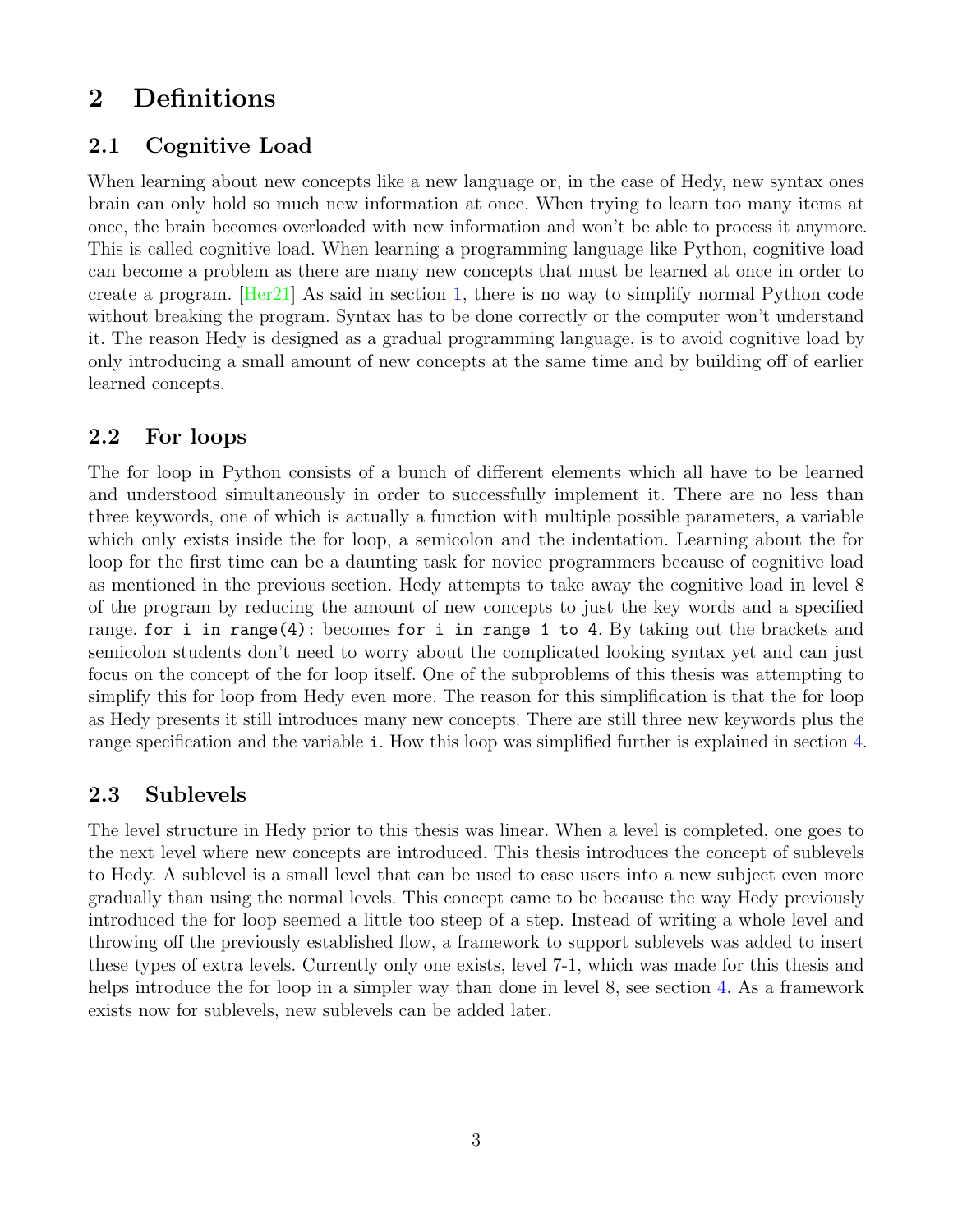# 2 Definitions

## 2.1 Cognitive Load

When learning about new concepts like a new language or, in the case of Hedy, new syntax ones brain can only hold so much new information at once. When trying to learn too many items at once, the brain becomes overloaded with new information and won't be able to process it anymore. This is called cognitive load. When learning a programming language like Python, cognitive load can become a problem as there are many new concepts that must be learned at once in order to create a program. [Her21] As said in section 1, there is no way to simplify normal Python code without breaking the program. Syntax has to be done correctly or the computer won't understand it. The reason Hedy is designed as a gradual programming language, is to avoid cognitive load by only introducing a small amount of new concepts at the same time and by building off of earlier learned concepts.

## 2.2 For loops

The for loop in Python consists of a bunch of different elements which all have to be learned and understood simultaneously in order to successfully implement it. There are no less than three keywords, one of which is actually a function with multiple possible parameters, a variable which only exists inside the for loop, a semicolon and the indentation. Learning about the for loop for the first time can be a daunting task for novice programmers because of cognitive load as mentioned in the previous section. Hedy attempts to take away the cognitive load in level 8 of the program by reducing the amount of new concepts to just the key words and a specified range. `for i in range(4):` becomes `for i in range 1 to 4`. By taking out the brackets and semicolon students don't need to worry about the complicated looking syntax yet and can just focus on the concept of the for loop itself. One of the subproblems of this thesis was attempting to simplify this for loop from Hedy even more. The reason for this simplification is that the for loop as Hedy presents it still introduces many new concepts. There are still three new keywords plus the range specification and the variable `i`. How this loop was simplified further is explained in section 4.

## 2.3 Sublevels

The level structure in Hedy prior to this thesis was linear. When a level is completed, one goes to the next level where new concepts are introduced. This thesis introduces the concept of sublevels to Hedy. A sublevel is a small level that can be used to ease users into a new subject even more gradually than using the normal levels. This concept came to be because the way Hedy previously introduced the for loop seemed a little too steep of a step. Instead of writing a whole level and throwing off the previously established flow, a framework to support sublevels was added to insert these types of extra levels. Currently only one exists, level 7-1, which was made for this thesis and helps introduce the for loop in a simpler way than done in level 8, see section 4. As a framework exists now for sublevels, new sublevels can be added later.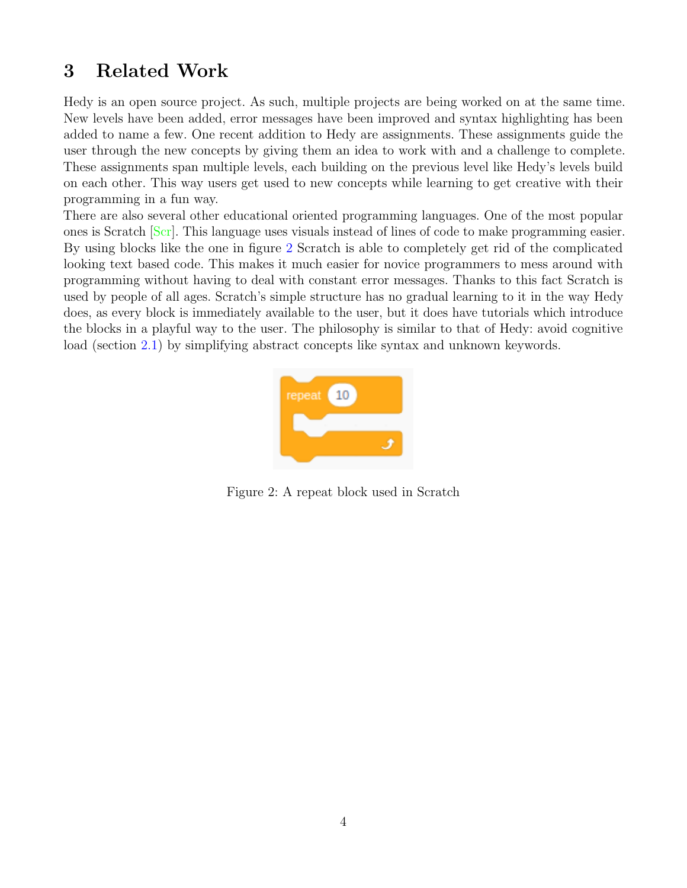# 3 Related Work

Hedy is an open source project. As such, multiple projects are being worked on at the same time. New levels have been added, error messages have been improved and syntax highlighting has been added to name a few. One recent addition to Hedy are assignments. These assignments guide the user through the new concepts by giving them an idea to work with and a challenge to complete. These assignments span multiple levels, each building on the previous level like Hedy's levels build on each other. This way users get used to new concepts while learning to get creative with their programming in a fun way.

There are also several other educational oriented programming languages. One of the most popular ones is Scratch [Scr]. This language uses visuals instead of lines of code to make programming easier. By using blocks like the one in figure 2 Scratch is able to completely get rid of the complicated looking text based code. This makes it much easier for novice programmers to mess around with programming without having to deal with constant error messages. Thanks to this fact Scratch is used by people of all ages. Scratch's simple structure has no gradual learning to it in the way Hedy does, as every block is immediately available to the user, but it does have tutorials which introduce the blocks in a playful way to the user. The philosophy is similar to that of Hedy: avoid cognitive load (section 2.1) by simplifying abstract concepts like syntax and unknown keywords.

Figure 2: A repeat block used in Scratch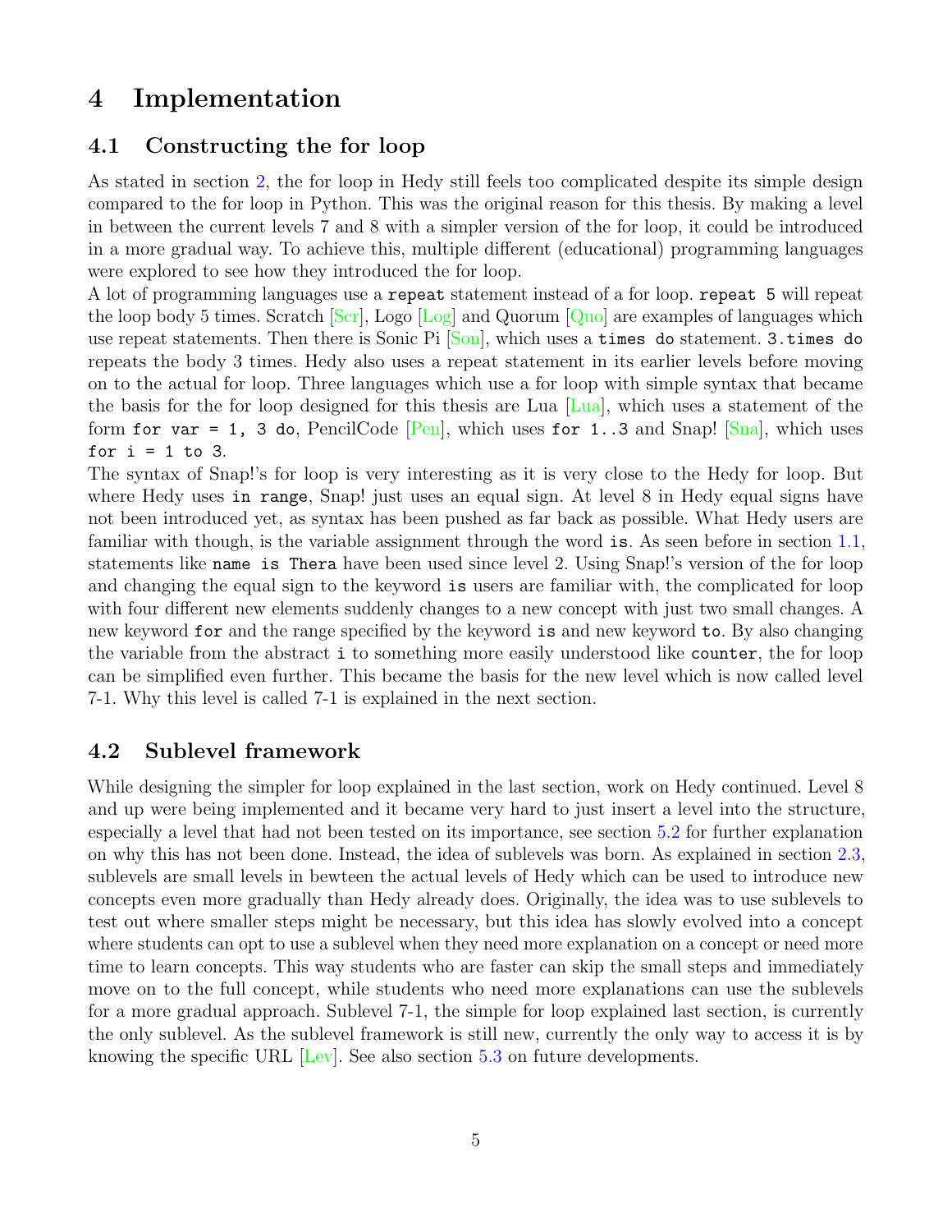# 4 Implementation

## 4.1 Constructing the for loop

As stated in section 2, the for loop in Hedy still feels too complicated despite its simple design compared to the for loop in Python. This was the original reason for this thesis. By making a level in between the current levels 7 and 8 with a simpler version of the for loop, it could be introduced in a more gradual way. To achieve this, multiple different (educational) programming languages were explored to see how they introduced the for loop.

A lot of programming languages use a `repeat` statement instead of a for loop. `repeat 5` will repeat the loop body 5 times. Scratch [Scr], Logo [Log] and Quorum [Quo] are examples of languages which use repeat statements. Then there is Sonic Pi [Son], which uses a `times do` statement. `3.times do` repeats the body 3 times. Hedy also uses a repeat statement in its earlier levels before moving on to the actual for loop. Three languages which use a for loop with simple syntax that became the basis for the for loop designed for this thesis are Lua [Lua], which uses a statement of the form `for var = 1, 3 do`, PencilCode [Pen], which uses `for 1..3` and Snap! [Sna], which uses `for i = 1 to 3`.

The syntax of Snap!'s for loop is very interesting as it is very close to the Hedy for loop. But where Hedy uses `in range`, Snap! just uses an equal sign. At level 8 in Hedy equal signs have not been introduced yet, as syntax has been pushed as far back as possible. What Hedy users are familiar with though, is the variable assignment through the word `is`. As seen before in section 1.1, statements like `name is Thera` have been used since level 2. Using Snap!'s version of the for loop and changing the equal sign to the keyword `is` users are familiar with, the complicated for loop with four different new elements suddenly changes to a new concept with just two small changes. A new keyword `for` and the range specified by the keyword `is` and new keyword `to`. By also changing the variable from the abstract `i` to something more easily understood like `counter`, the for loop can be simplified even further. This became the basis for the new level which is now called level 7-1. Why this level is called 7-1 is explained in the next section.

## 4.2 Sublevel framework

While designing the simpler for loop explained in the last section, work on Hedy continued. Level 8 and up were being implemented and it became very hard to just insert a level into the structure, especially a level that had not been tested on its importance, see section 5.2 for further explanation on why this has not been done. Instead, the idea of sublevels was born. As explained in section 2.3, sublevels are small levels in bewteen the actual levels of Hedy which can be used to introduce new concepts even more gradually than Hedy already does. Originally, the idea was to use sublevels to test out where smaller steps might be necessary, but this idea has slowly evolved into a concept where students can opt to use a sublevel when they need more explanation on a concept or need more time to learn concepts. This way students who are faster can skip the small steps and immediately move on to the full concept, while students who need more explanations can use the sublevels for a more gradual approach. Sublevel 7-1, the simple for loop explained last section, is currently the only sublevel. As the sublevel framework is still new, currently the only way to access it is by knowing the specific URL [Lev]. See also section 5.3 on future developments.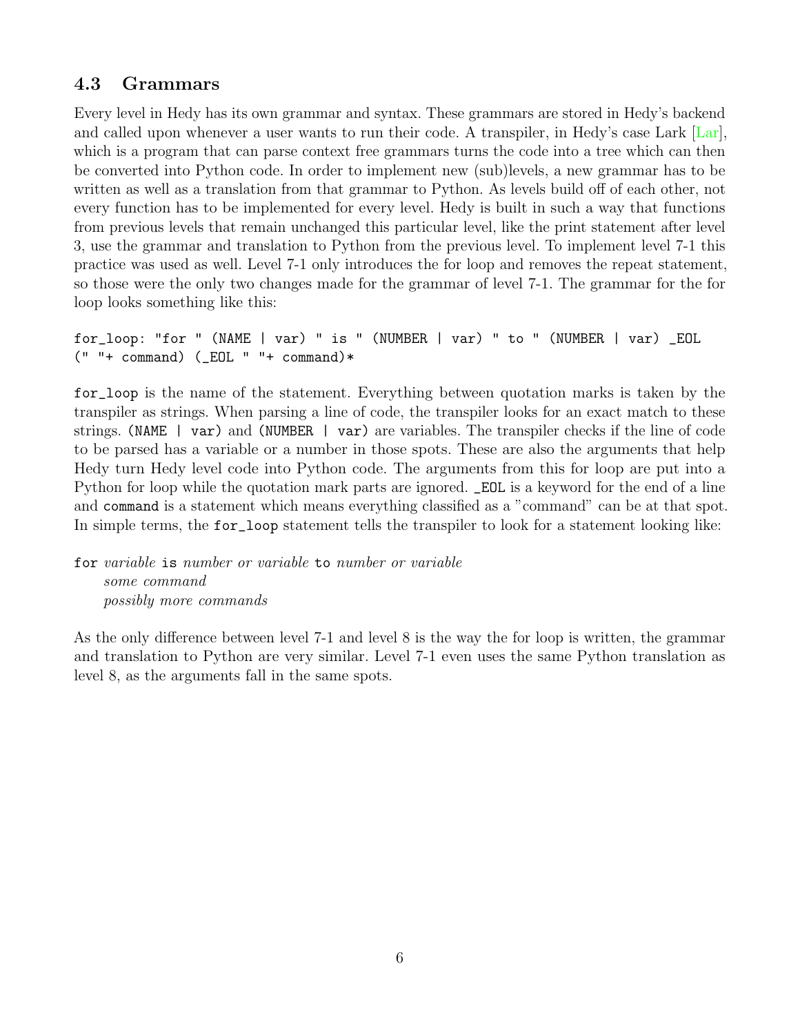## 4.3 Grammars

Every level in Hedy has its own grammar and syntax. These grammars are stored in Hedy's backend and called upon whenever a user wants to run their code. A transpiler, in Hedy's case Lark [Lar], which is a program that can parse context free grammars turns the code into a tree which can then be converted into Python code. In order to implement new (sub)levels, a new grammar has to be written as well as a translation from that grammar to Python. As levels build off of each other, not every function has to be implemented for every level. Hedy is built in such a way that functions from previous levels that remain unchanged this particular level, like the print statement after level 3, use the grammar and translation to Python from the previous level. To implement level 7-1 this practice was used as well. Level 7-1 only introduces the for loop and removes the repeat statement, so those were the only two changes made for the grammar of level 7-1. The grammar for the for loop looks something like this:

```
for_loop: "for " (NAME | var) " is " (NUMBER | var) " to " (NUMBER | var) _EOL
(" "+ command) (_EOL " "+ command)*
```

`for_loop` is the name of the statement. Everything between quotation marks is taken by the transpiler as strings. When parsing a line of code, the transpiler looks for an exact match to these strings. `(NAME | var)` and `(NUMBER | var)` are variables. The transpiler checks if the line of code to be parsed has a variable or a number in those spots. These are also the arguments that help Hedy turn Hedy level code into Python code. The arguments from this for loop are put into a Python for loop while the quotation mark parts are ignored. `_EOL` is a keyword for the end of a line and `command` is a statement which means everything classified as a "command" can be at that spot. In simple terms, the `for_loop` statement tells the transpiler to look for a statement looking like:

`for` *variable* `is` *number or variable* `to` *number or variable*
&nbsp;&nbsp;&nbsp;&nbsp;*some command*
&nbsp;&nbsp;&nbsp;&nbsp;*possibly more commands*

As the only difference between level 7-1 and level 8 is the way the for loop is written, the grammar and translation to Python are very similar. Level 7-1 even uses the same Python translation as level 8, as the arguments fall in the same spots.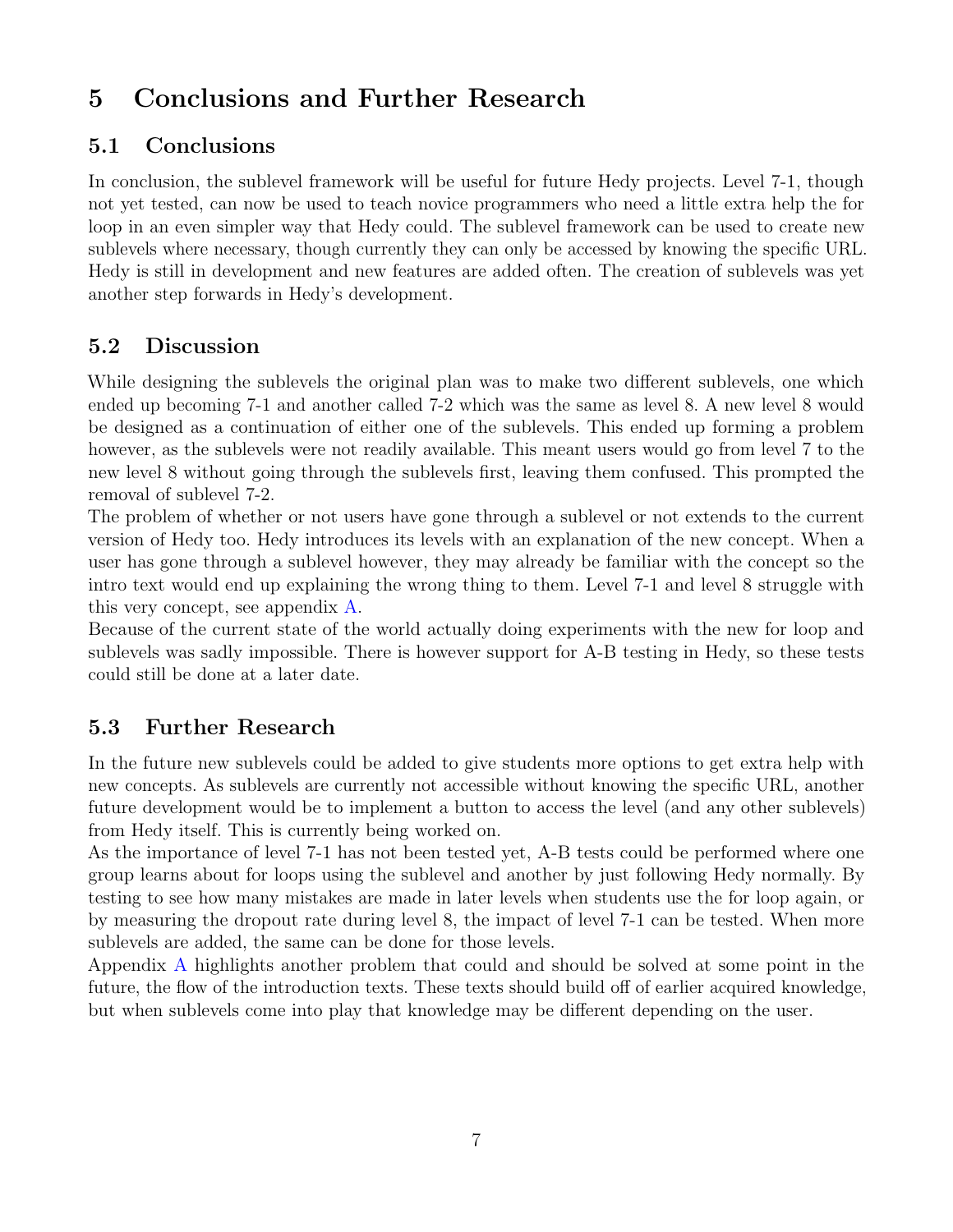# 5 Conclusions and Further Research

## 5.1 Conclusions

In conclusion, the sublevel framework will be useful for future Hedy projects. Level 7-1, though not yet tested, can now be used to teach novice programmers who need a little extra help the for loop in an even simpler way that Hedy could. The sublevel framework can be used to create new sublevels where necessary, though currently they can only be accessed by knowing the specific URL. Hedy is still in development and new features are added often. The creation of sublevels was yet another step forwards in Hedy's development.

## 5.2 Discussion

While designing the sublevels the original plan was to make two different sublevels, one which ended up becoming 7-1 and another called 7-2 which was the same as level 8. A new level 8 would be designed as a continuation of either one of the sublevels. This ended up forming a problem however, as the sublevels were not readily available. This meant users would go from level 7 to the new level 8 without going through the sublevels first, leaving them confused. This prompted the removal of sublevel 7-2.

The problem of whether or not users have gone through a sublevel or not extends to the current version of Hedy too. Hedy introduces its levels with an explanation of the new concept. When a user has gone through a sublevel however, they may already be familiar with the concept so the intro text would end up explaining the wrong thing to them. Level 7-1 and level 8 struggle with this very concept, see appendix A.

Because of the current state of the world actually doing experiments with the new for loop and sublevels was sadly impossible. There is however support for A-B testing in Hedy, so these tests could still be done at a later date.

## 5.3 Further Research

In the future new sublevels could be added to give students more options to get extra help with new concepts. As sublevels are currently not accessible without knowing the specific URL, another future development would be to implement a button to access the level (and any other sublevels) from Hedy itself. This is currently being worked on.

As the importance of level 7-1 has not been tested yet, A-B tests could be performed where one group learns about for loops using the sublevel and another by just following Hedy normally. By testing to see how many mistakes are made in later levels when students use the for loop again, or by measuring the dropout rate during level 8, the impact of level 7-1 can be tested. When more sublevels are added, the same can be done for those levels.

Appendix A highlights another problem that could and should be solved at some point in the future, the flow of the introduction texts. These texts should build off of earlier acquired knowledge, but when sublevels come into play that knowledge may be different depending on the user.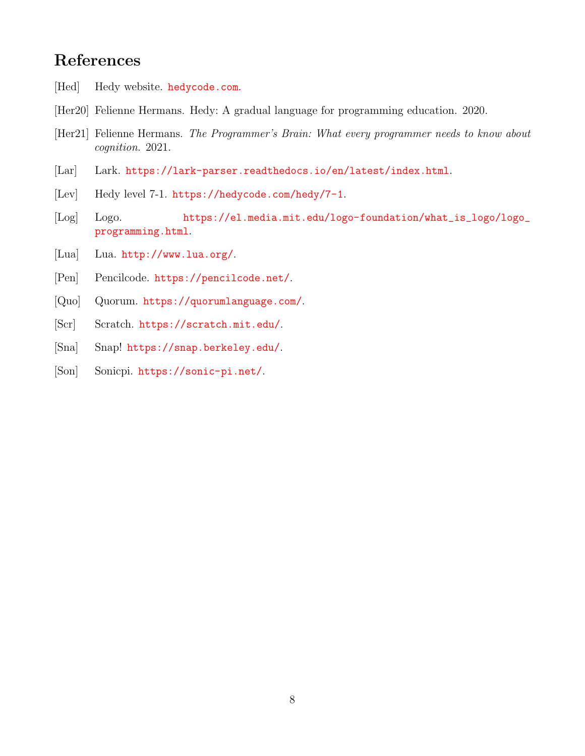## References

[Hed] Hedy website. hedycode.com.

[Her20] Felienne Hermans. Hedy: A gradual language for programming education. 2020.

[Her21] Felienne Hermans. *The Programmer's Brain: What every programmer needs to know about cognition*. 2021.

[Lar] Lark. https://lark-parser.readthedocs.io/en/latest/index.html.

[Lev] Hedy level 7-1. https://hedycode.com/hedy/7-1.

[Log] Logo. https://el.media.mit.edu/logo-foundation/what_is_logo/logo_programming.html.

[Lua] Lua. http://www.lua.org/.

[Pen] Pencilcode. https://pencilcode.net/.

[Quo] Quorum. https://quorumlanguage.com/.

[Scr] Scratch. https://scratch.mit.edu/.

[Sna] Snap! https://snap.berkeley.edu/.

[Son] Sonicpi. https://sonic-pi.net/.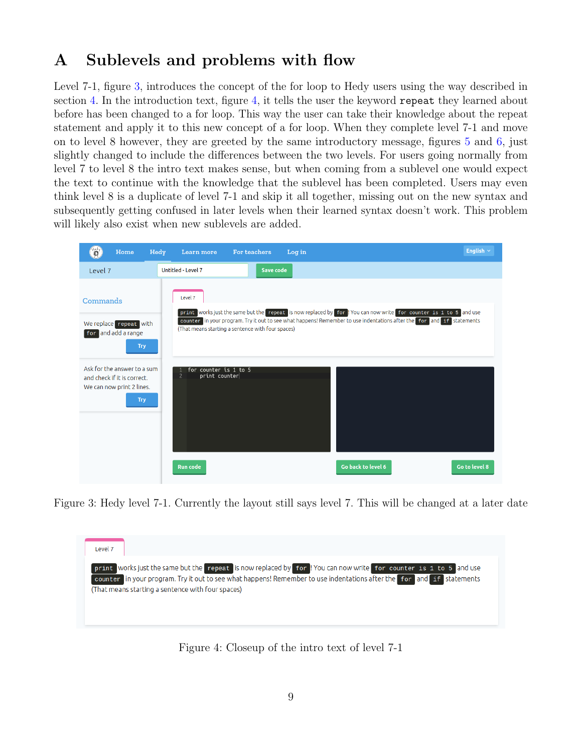## A Sublevels and problems with flow

Level 7-1, figure 3, introduces the concept of the for loop to Hedy users using the way described in section 4. In the introduction text, figure 4, it tells the user the keyword `repeat` they learned about before has been changed to a for loop. This way the user can take their knowledge about the repeat statement and apply it to this new concept of a for loop. When they complete level 7-1 and move on to level 8 however, they are greeted by the same introductory message, figures 5 and 6, just slightly changed to include the differences between the two levels. For users going normally from level 7 to level 8 the intro text makes sense, but when coming from a sublevel one would expect the text to continue with the knowledge that the sublevel has been completed. Users may even think level 8 is a duplicate of level 7-1 and skip it all together, missing out on the new syntax and subsequently getting confused in later levels when their learned syntax doesn't work. This problem will likely also exist when new sublevels are added.

Figure 3: Hedy level 7-1. Currently the layout still says level 7. This will be changed at a later date

Figure 4: Closeup of the intro text of level 7-1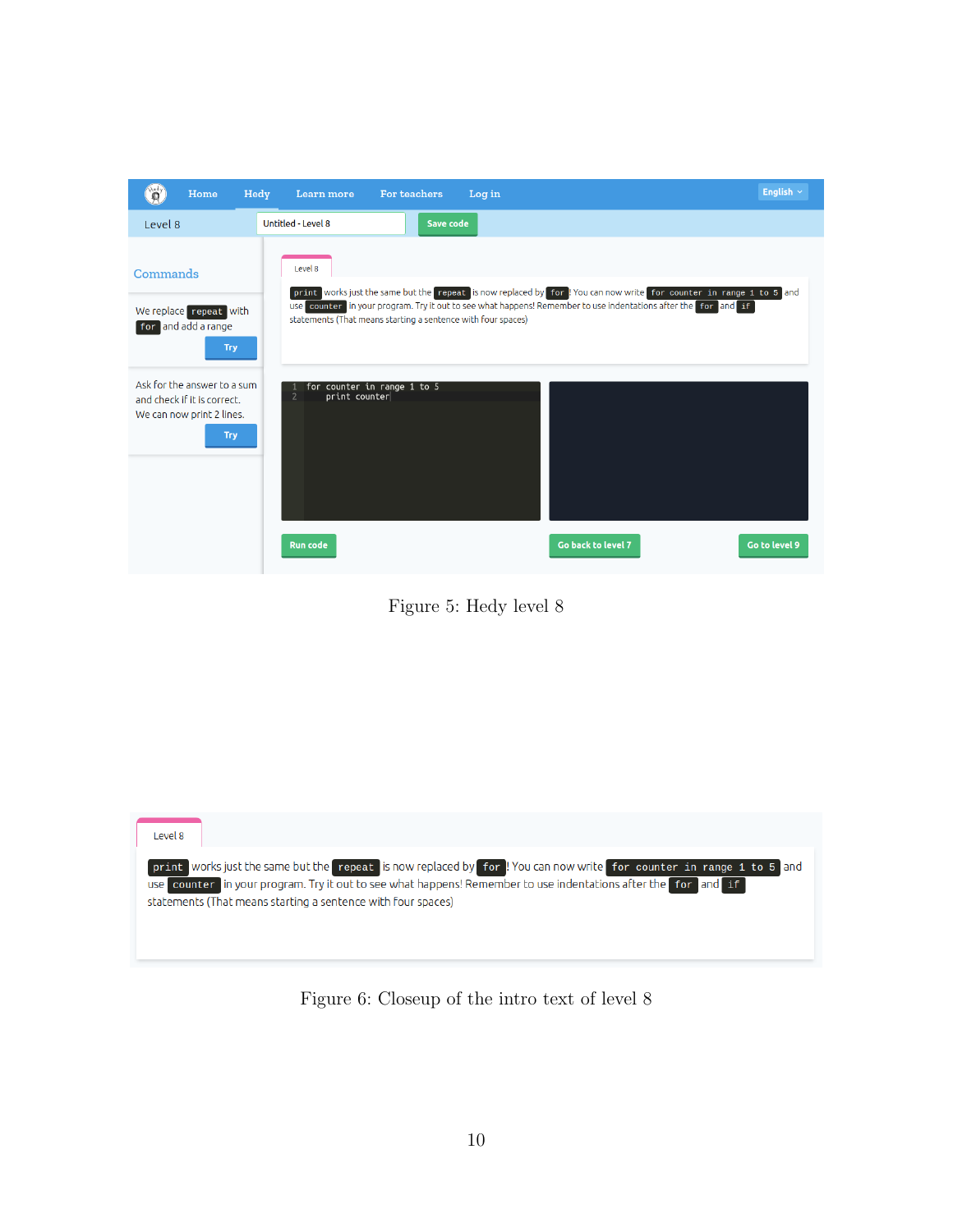Figure 5: Hedy level 8

Figure 6: Closeup of the intro text of level 8